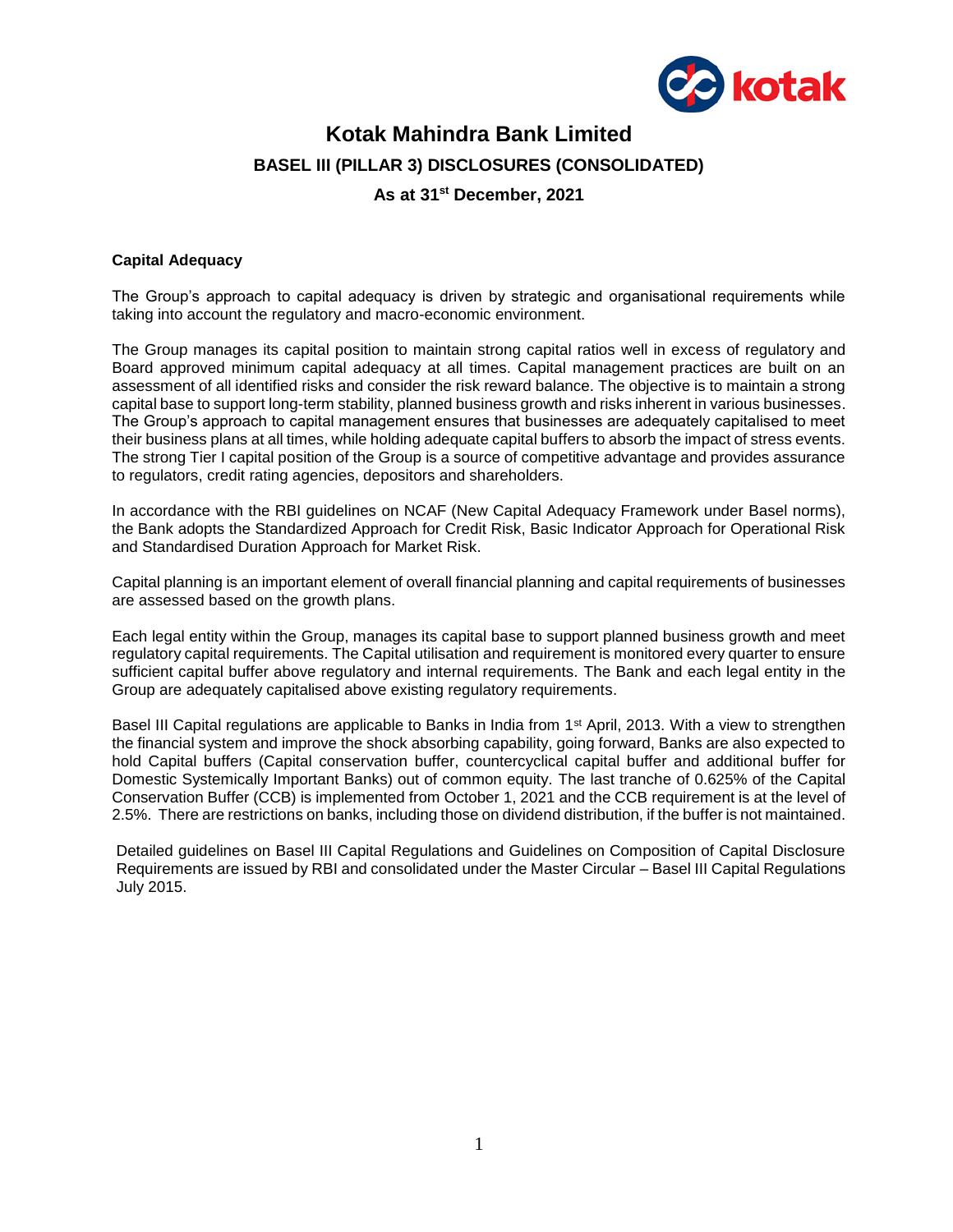# Kotak Mahindra Bank Limited

## BASEL III (PILLAR 3) DISCLOSURES (CONSOLIDATED)

### As at 31st December, 2021

**Capital Adequacy**

The Group's approach to capital adequacy is driven by strategic and organisational requirements while taking into account the regulatory and macro-economic environment.

The Group manages its capital position to maintain strong capital ratios well in excess of regulatory and Board approved minimum capital adequacy at all times. Capital management practices are built on an assessment of all identified risks and consider the risk reward balance. The objective is to maintain a strong capital base to support long-term stability, planned business growth and risks inherent in various businesses. The Group's approach to capital management ensures that businesses are adequately capitalised to meet their business plans at all times, while holding adequate capital buffers to absorb the impact of stress events. The strong Tier I capital position of the Group is a source of competitive advantage and provides assurance to regulators, credit rating agencies, depositors and shareholders.

In accordance with the RBI guidelines on NCAF (New Capital Adequacy Framework under Basel norms), the Bank adopts the Standardized Approach for Credit Risk, Basic Indicator Approach for Operational Risk and Standardised Duration Approach for Market Risk.

Capital planning is an important element of overall financial planning and capital requirements of businesses are assessed based on the growth plans.

Each legal entity within the Group, manages its capital base to support planned business growth and meet regulatory capital requirements. The Capital utilisation and requirement is monitored every quarter to ensure sufficient capital buffer above regulatory and internal requirements. The Bank and each legal entity in the Group are adequately capitalised above existing regulatory requirements.

Basel III Capital regulations are applicable to Banks in India from 1st April, 2013. With a view to strengthen the financial system and improve the shock absorbing capability, going forward, Banks are also expected to hold Capital buffers (Capital conservation buffer, countercyclical capital buffer and additional buffer for Domestic Systemically Important Banks) out of common equity. The last tranche of 0.625% of the Capital Conservation Buffer (CCB) is implemented from October 1, 2021 and the CCB requirement is at the level of 2.5%. There are restrictions on banks, including those on dividend distribution, if the buffer is not maintained.

Detailed guidelines on Basel III Capital Regulations and Guidelines on Composition of Capital Disclosure Requirements are issued by RBI and consolidated under the Master Circular – Basel III Capital Regulations July 2015.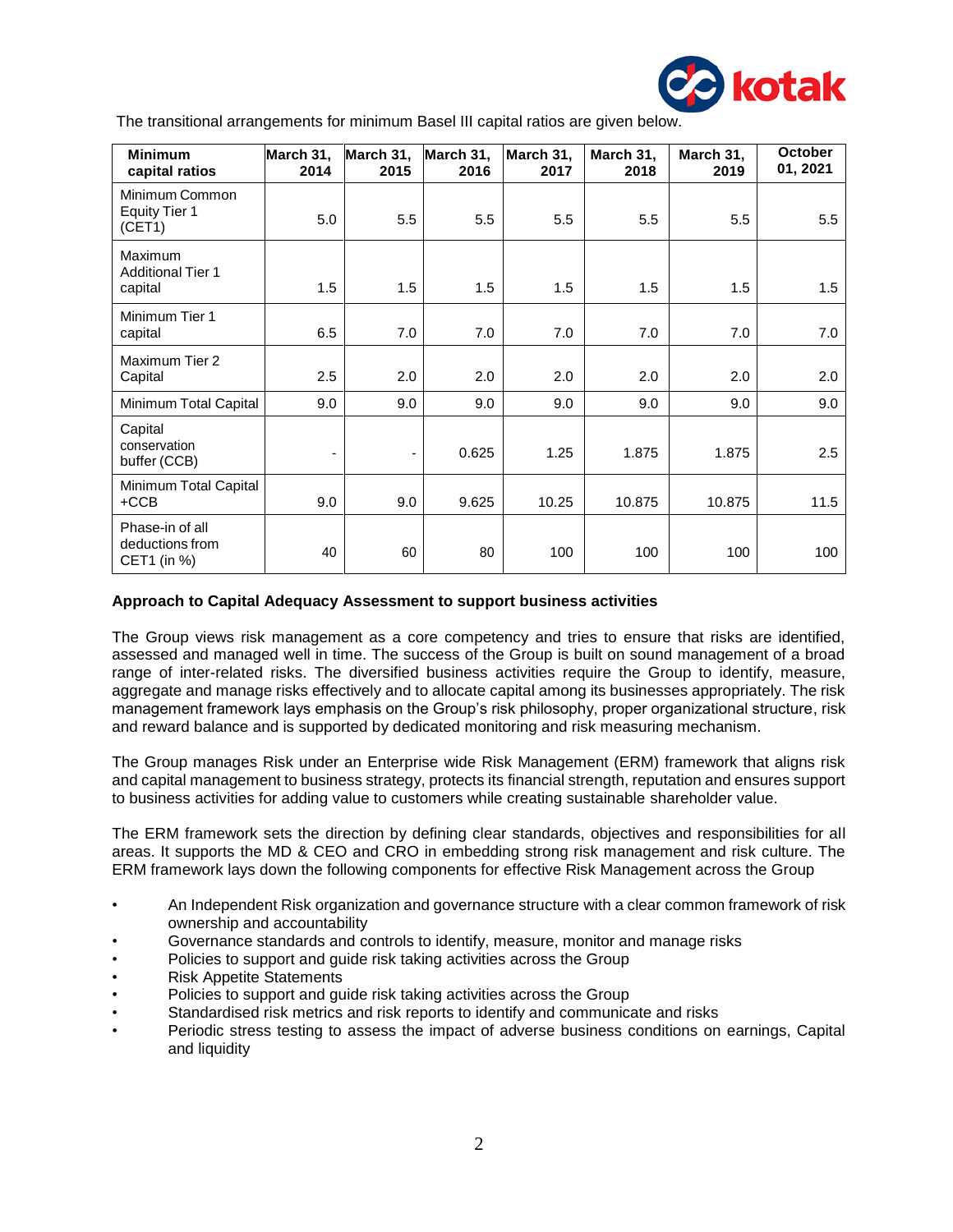The transitional arrangements for minimum Basel III capital ratios are given below.

| Minimum capital ratios | March 31, 2014 | March 31, 2015 | March 31, 2016 | March 31, 2017 | March 31, 2018 | March 31, 2019 | October 01, 2021 |
|---|---|---|---|---|---|---|---|
| Minimum Common Equity Tier 1 (CET1) | 5.0 | 5.5 | 5.5 | 5.5 | 5.5 | 5.5 | 5.5 |
| Maximum Additional Tier 1 capital | 1.5 | 1.5 | 1.5 | 1.5 | 1.5 | 1.5 | 1.5 |
| Minimum Tier 1 capital | 6.5 | 7.0 | 7.0 | 7.0 | 7.0 | 7.0 | 7.0 |
| Maximum Tier 2 Capital | 2.5 | 2.0 | 2.0 | 2.0 | 2.0 | 2.0 | 2.0 |
| Minimum Total Capital | 9.0 | 9.0 | 9.0 | 9.0 | 9.0 | 9.0 | 9.0 |
| Capital conservation buffer (CCB) | - | - | 0.625 | 1.25 | 1.875 | 1.875 | 2.5 |
| Minimum Total Capital +CCB | 9.0 | 9.0 | 9.625 | 10.25 | 10.875 | 10.875 | 11.5 |
| Phase-in of all deductions from CET1 (in %) | 40 | 60 | 80 | 100 | 100 | 100 | 100 |

**Approach to Capital Adequacy Assessment to support business activities**

The Group views risk management as a core competency and tries to ensure that risks are identified, assessed and managed well in time. The success of the Group is built on sound management of a broad range of inter-related risks. The diversified business activities require the Group to identify, measure, aggregate and manage risks effectively and to allocate capital among its businesses appropriately. The risk management framework lays emphasis on the Group's risk philosophy, proper organizational structure, risk and reward balance and is supported by dedicated monitoring and risk measuring mechanism.

The Group manages Risk under an Enterprise wide Risk Management (ERM) framework that aligns risk and capital management to business strategy, protects its financial strength, reputation and ensures support to business activities for adding value to customers while creating sustainable shareholder value.

The ERM framework sets the direction by defining clear standards, objectives and responsibilities for all areas. It supports the MD & CEO and CRO in embedding strong risk management and risk culture. The ERM framework lays down the following components for effective Risk Management across the Group

- An Independent Risk organization and governance structure with a clear common framework of risk ownership and accountability
- Governance standards and controls to identify, measure, monitor and manage risks
- Policies to support and guide risk taking activities across the Group
- Risk Appetite Statements
- Policies to support and guide risk taking activities across the Group
- Standardised risk metrics and risk reports to identify and communicate and risks
- Periodic stress testing to assess the impact of adverse business conditions on earnings, Capital and liquidity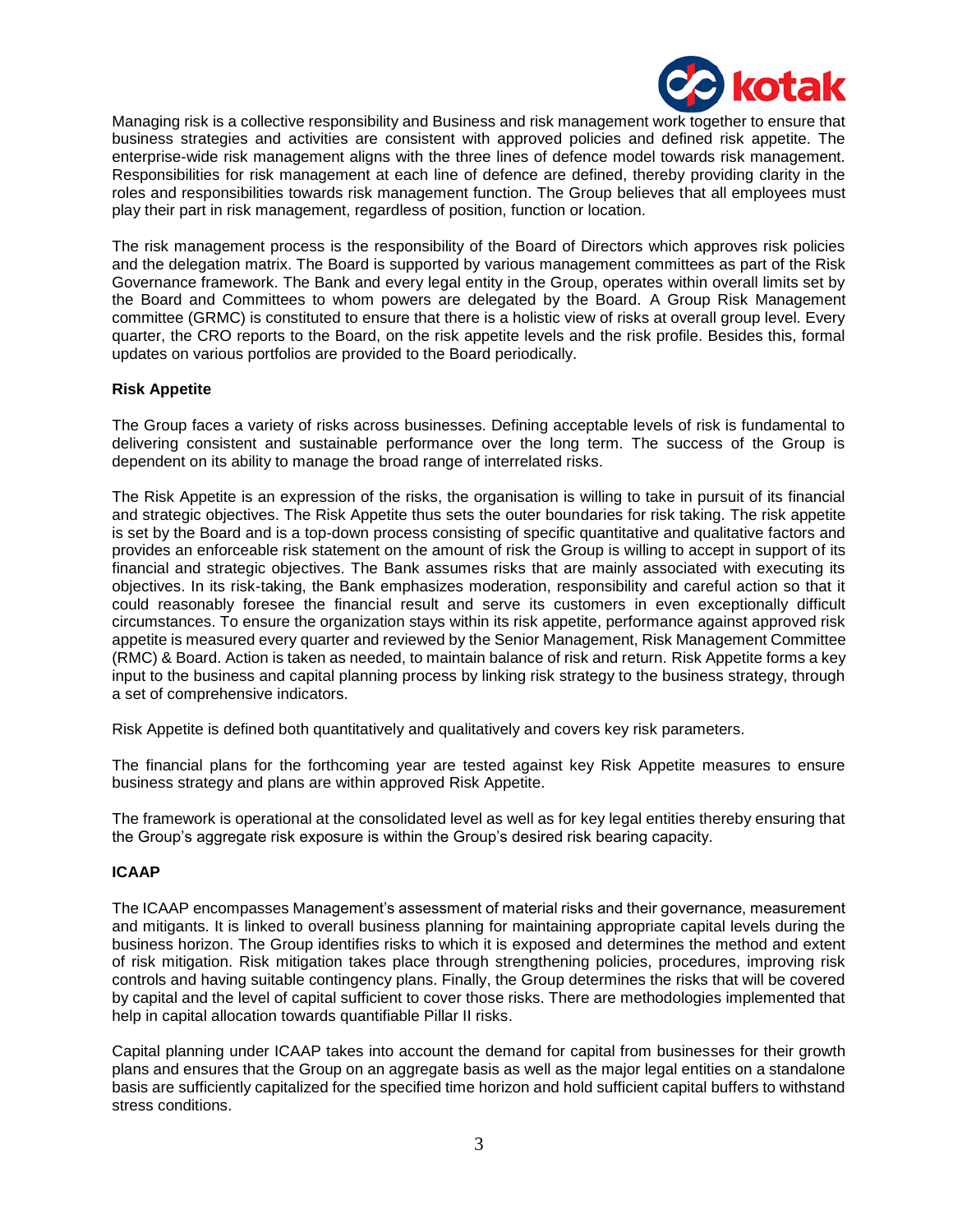Managing risk is a collective responsibility and Business and risk management work together to ensure that business strategies and activities are consistent with approved policies and defined risk appetite. The enterprise-wide risk management aligns with the three lines of defence model towards risk management. Responsibilities for risk management at each line of defence are defined, thereby providing clarity in the roles and responsibilities towards risk management function. The Group believes that all employees must play their part in risk management, regardless of position, function or location.

The risk management process is the responsibility of the Board of Directors which approves risk policies and the delegation matrix. The Board is supported by various management committees as part of the Risk Governance framework. The Bank and every legal entity in the Group, operates within overall limits set by the Board and Committees to whom powers are delegated by the Board. A Group Risk Management committee (GRMC) is constituted to ensure that there is a holistic view of risks at overall group level. Every quarter, the CRO reports to the Board, on the risk appetite levels and the risk profile. Besides this, formal updates on various portfolios are provided to the Board periodically.

**Risk Appetite**

The Group faces a variety of risks across businesses. Defining acceptable levels of risk is fundamental to delivering consistent and sustainable performance over the long term. The success of the Group is dependent on its ability to manage the broad range of interrelated risks.

The Risk Appetite is an expression of the risks, the organisation is willing to take in pursuit of its financial and strategic objectives. The Risk Appetite thus sets the outer boundaries for risk taking. The risk appetite is set by the Board and is a top-down process consisting of specific quantitative and qualitative factors and provides an enforceable risk statement on the amount of risk the Group is willing to accept in support of its financial and strategic objectives. The Bank assumes risks that are mainly associated with executing its objectives. In its risk-taking, the Bank emphasizes moderation, responsibility and careful action so that it could reasonably foresee the financial result and serve its customers in even exceptionally difficult circumstances. To ensure the organization stays within its risk appetite, performance against approved risk appetite is measured every quarter and reviewed by the Senior Management, Risk Management Committee (RMC) & Board. Action is taken as needed, to maintain balance of risk and return. Risk Appetite forms a key input to the business and capital planning process by linking risk strategy to the business strategy, through a set of comprehensive indicators.

Risk Appetite is defined both quantitatively and qualitatively and covers key risk parameters.

The financial plans for the forthcoming year are tested against key Risk Appetite measures to ensure business strategy and plans are within approved Risk Appetite.

The framework is operational at the consolidated level as well as for key legal entities thereby ensuring that the Group's aggregate risk exposure is within the Group's desired risk bearing capacity.

**ICAAP**

The ICAAP encompasses Management's assessment of material risks and their governance, measurement and mitigants. It is linked to overall business planning for maintaining appropriate capital levels during the business horizon. The Group identifies risks to which it is exposed and determines the method and extent of risk mitigation. Risk mitigation takes place through strengthening policies, procedures, improving risk controls and having suitable contingency plans. Finally, the Group determines the risks that will be covered by capital and the level of capital sufficient to cover those risks. There are methodologies implemented that help in capital allocation towards quantifiable Pillar II risks.

Capital planning under ICAAP takes into account the demand for capital from businesses for their growth plans and ensures that the Group on an aggregate basis as well as the major legal entities on a standalone basis are sufficiently capitalized for the specified time horizon and hold sufficient capital buffers to withstand stress conditions.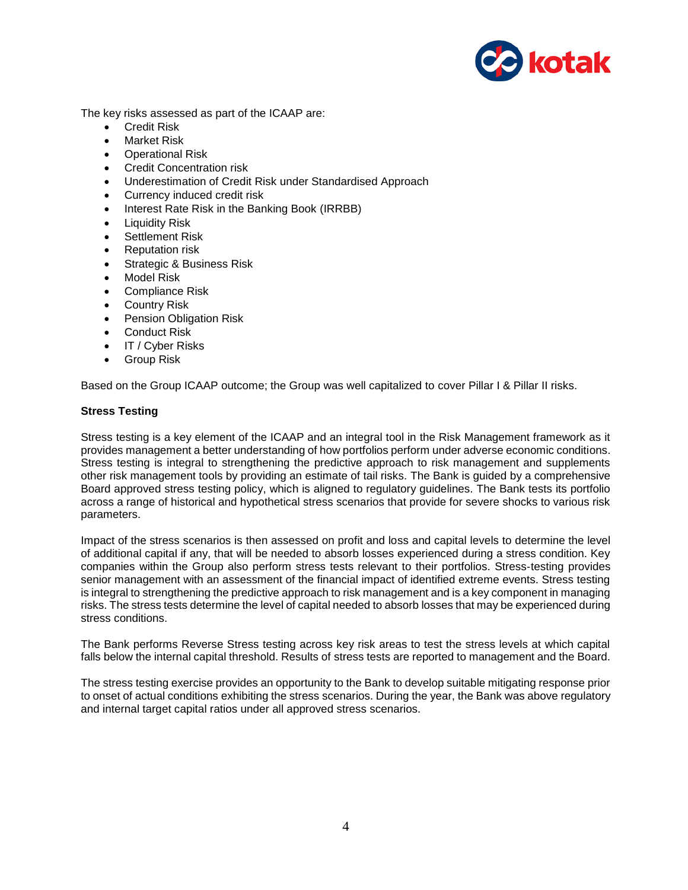The key risks assessed as part of the ICAAP are:

- Credit Risk
- Market Risk
- Operational Risk
- Credit Concentration risk
- Underestimation of Credit Risk under Standardised Approach
- Currency induced credit risk
- Interest Rate Risk in the Banking Book (IRRBB)
- Liquidity Risk
- Settlement Risk
- Reputation risk
- Strategic & Business Risk
- Model Risk
- Compliance Risk
- Country Risk
- Pension Obligation Risk
- Conduct Risk
- IT / Cyber Risks
- Group Risk

Based on the Group ICAAP outcome; the Group was well capitalized to cover Pillar I & Pillar II risks.

**Stress Testing**

Stress testing is a key element of the ICAAP and an integral tool in the Risk Management framework as it provides management a better understanding of how portfolios perform under adverse economic conditions. Stress testing is integral to strengthening the predictive approach to risk management and supplements other risk management tools by providing an estimate of tail risks. The Bank is guided by a comprehensive Board approved stress testing policy, which is aligned to regulatory guidelines. The Bank tests its portfolio across a range of historical and hypothetical stress scenarios that provide for severe shocks to various risk parameters.

Impact of the stress scenarios is then assessed on profit and loss and capital levels to determine the level of additional capital if any, that will be needed to absorb losses experienced during a stress condition. Key companies within the Group also perform stress tests relevant to their portfolios. Stress-testing provides senior management with an assessment of the financial impact of identified extreme events. Stress testing is integral to strengthening the predictive approach to risk management and is a key component in managing risks. The stress tests determine the level of capital needed to absorb losses that may be experienced during stress conditions.

The Bank performs Reverse Stress testing across key risk areas to test the stress levels at which capital falls below the internal capital threshold. Results of stress tests are reported to management and the Board.

The stress testing exercise provides an opportunity to the Bank to develop suitable mitigating response prior to onset of actual conditions exhibiting the stress scenarios. During the year, the Bank was above regulatory and internal target capital ratios under all approved stress scenarios.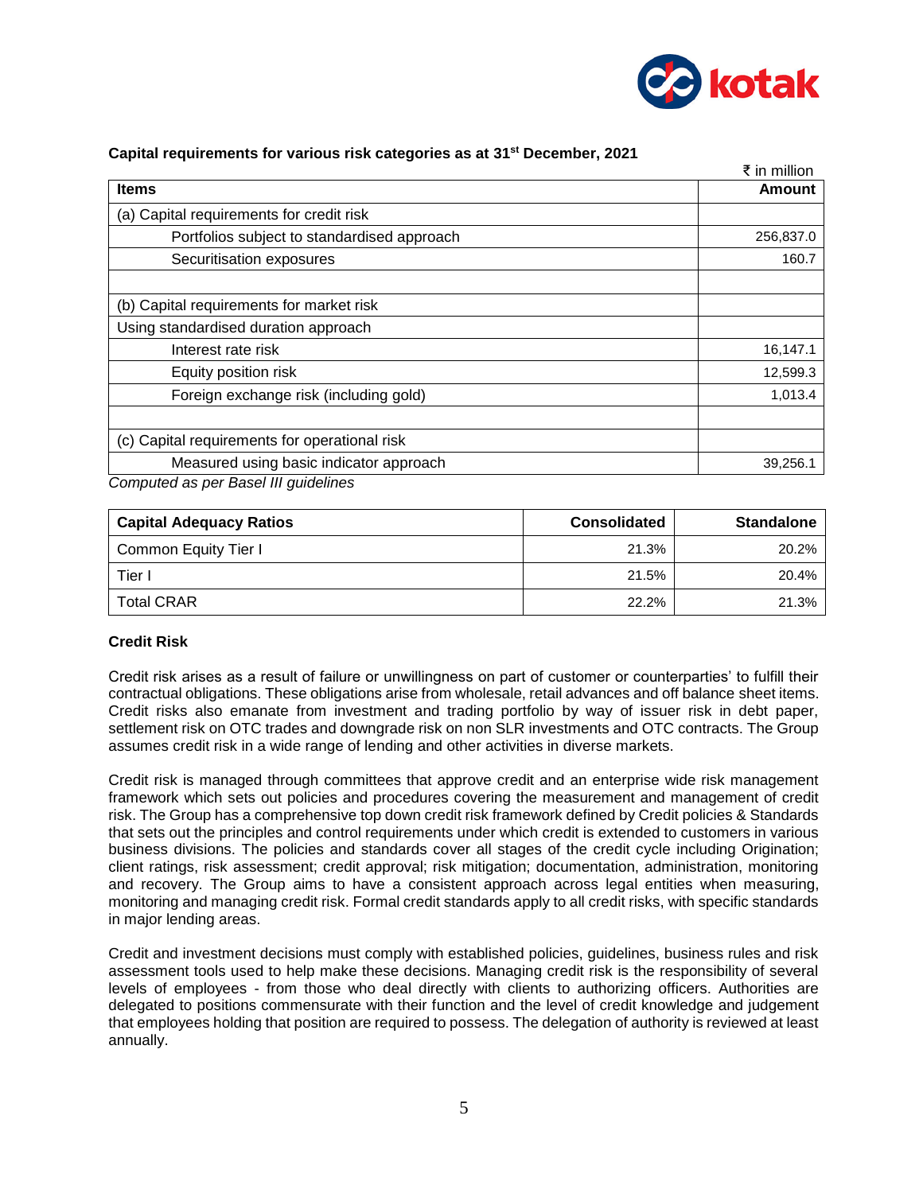**Capital requirements for various risk categories as at 31st December, 2021**

₹ in million

| Items | Amount |
|---|---|
| (a) Capital requirements for credit risk | |
| Portfolios subject to standardised approach | 256,837.0 |
| Securitisation exposures | 160.7 |
| | |
| (b) Capital requirements for market risk | |
| Using standardised duration approach | |
| Interest rate risk | 16,147.1 |
| Equity position risk | 12,599.3 |
| Foreign exchange risk (including gold) | 1,013.4 |
| | |
| (c) Capital requirements for operational risk | |
| Measured using basic indicator approach | 39,256.1 |

*Computed as per Basel III guidelines*

| Capital Adequacy Ratios | Consolidated | Standalone |
|---|---|---|
| Common Equity Tier I | 21.3% | 20.2% |
| Tier I | 21.5% | 20.4% |
| Total CRAR | 22.2% | 21.3% |

**Credit Risk**

Credit risk arises as a result of failure or unwillingness on part of customer or counterparties' to fulfill their contractual obligations. These obligations arise from wholesale, retail advances and off balance sheet items. Credit risks also emanate from investment and trading portfolio by way of issuer risk in debt paper, settlement risk on OTC trades and downgrade risk on non SLR investments and OTC contracts. The Group assumes credit risk in a wide range of lending and other activities in diverse markets.

Credit risk is managed through committees that approve credit and an enterprise wide risk management framework which sets out policies and procedures covering the measurement and management of credit risk. The Group has a comprehensive top down credit risk framework defined by Credit policies & Standards that sets out the principles and control requirements under which credit is extended to customers in various business divisions. The policies and standards cover all stages of the credit cycle including Origination; client ratings, risk assessment; credit approval; risk mitigation; documentation, administration, monitoring and recovery. The Group aims to have a consistent approach across legal entities when measuring, monitoring and managing credit risk. Formal credit standards apply to all credit risks, with specific standards in major lending areas.

Credit and investment decisions must comply with established policies, guidelines, business rules and risk assessment tools used to help make these decisions. Managing credit risk is the responsibility of several levels of employees - from those who deal directly with clients to authorizing officers. Authorities are delegated to positions commensurate with their function and the level of credit knowledge and judgement that employees holding that position are required to possess. The delegation of authority is reviewed at least annually.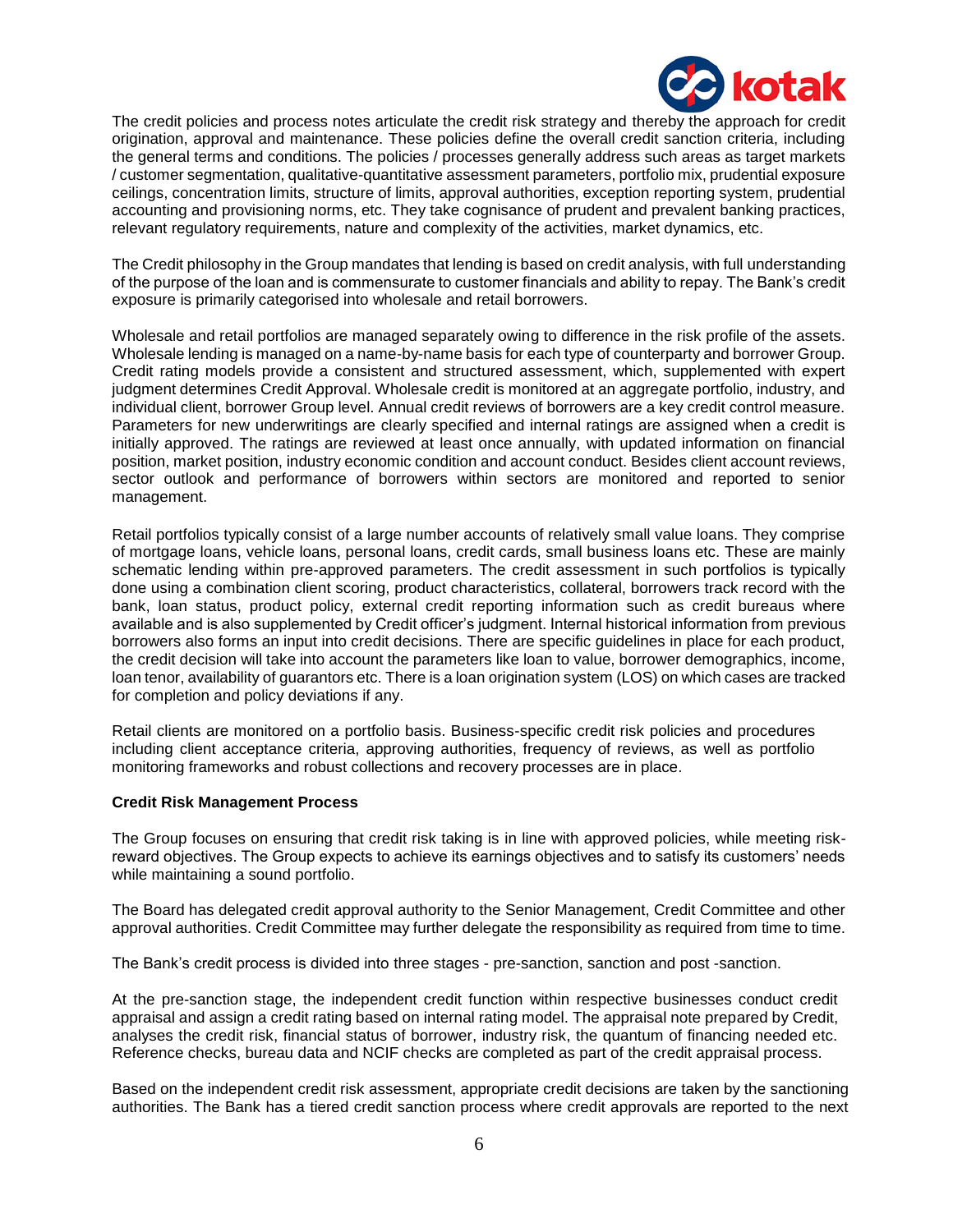The credit policies and process notes articulate the credit risk strategy and thereby the approach for credit origination, approval and maintenance. These policies define the overall credit sanction criteria, including the general terms and conditions. The policies / processes generally address such areas as target markets / customer segmentation, qualitative-quantitative assessment parameters, portfolio mix, prudential exposure ceilings, concentration limits, structure of limits, approval authorities, exception reporting system, prudential accounting and provisioning norms, etc. They take cognisance of prudent and prevalent banking practices, relevant regulatory requirements, nature and complexity of the activities, market dynamics, etc.

The Credit philosophy in the Group mandates that lending is based on credit analysis, with full understanding of the purpose of the loan and is commensurate to customer financials and ability to repay. The Bank's credit exposure is primarily categorised into wholesale and retail borrowers.

Wholesale and retail portfolios are managed separately owing to difference in the risk profile of the assets. Wholesale lending is managed on a name-by-name basis for each type of counterparty and borrower Group. Credit rating models provide a consistent and structured assessment, which, supplemented with expert judgment determines Credit Approval. Wholesale credit is monitored at an aggregate portfolio, industry, and individual client, borrower Group level. Annual credit reviews of borrowers are a key credit control measure. Parameters for new underwritings are clearly specified and internal ratings are assigned when a credit is initially approved. The ratings are reviewed at least once annually, with updated information on financial position, market position, industry economic condition and account conduct. Besides client account reviews, sector outlook and performance of borrowers within sectors are monitored and reported to senior management.

Retail portfolios typically consist of a large number accounts of relatively small value loans. They comprise of mortgage loans, vehicle loans, personal loans, credit cards, small business loans etc. These are mainly schematic lending within pre-approved parameters. The credit assessment in such portfolios is typically done using a combination client scoring, product characteristics, collateral, borrowers track record with the bank, loan status, product policy, external credit reporting information such as credit bureaus where available and is also supplemented by Credit officer's judgment. Internal historical information from previous borrowers also forms an input into credit decisions. There are specific guidelines in place for each product, the credit decision will take into account the parameters like loan to value, borrower demographics, income, loan tenor, availability of guarantors etc. There is a loan origination system (LOS) on which cases are tracked for completion and policy deviations if any.

Retail clients are monitored on a portfolio basis. Business-specific credit risk policies and procedures including client acceptance criteria, approving authorities, frequency of reviews, as well as portfolio monitoring frameworks and robust collections and recovery processes are in place.

**Credit Risk Management Process**

The Group focuses on ensuring that credit risk taking is in line with approved policies, while meeting risk-reward objectives. The Group expects to achieve its earnings objectives and to satisfy its customers' needs while maintaining a sound portfolio.

The Board has delegated credit approval authority to the Senior Management, Credit Committee and other approval authorities. Credit Committee may further delegate the responsibility as required from time to time.

The Bank's credit process is divided into three stages - pre-sanction, sanction and post -sanction.

At the pre-sanction stage, the independent credit function within respective businesses conduct credit appraisal and assign a credit rating based on internal rating model. The appraisal note prepared by Credit, analyses the credit risk, financial status of borrower, industry risk, the quantum of financing needed etc. Reference checks, bureau data and NCIF checks are completed as part of the credit appraisal process.

Based on the independent credit risk assessment, appropriate credit decisions are taken by the sanctioning authorities. The Bank has a tiered credit sanction process where credit approvals are reported to the next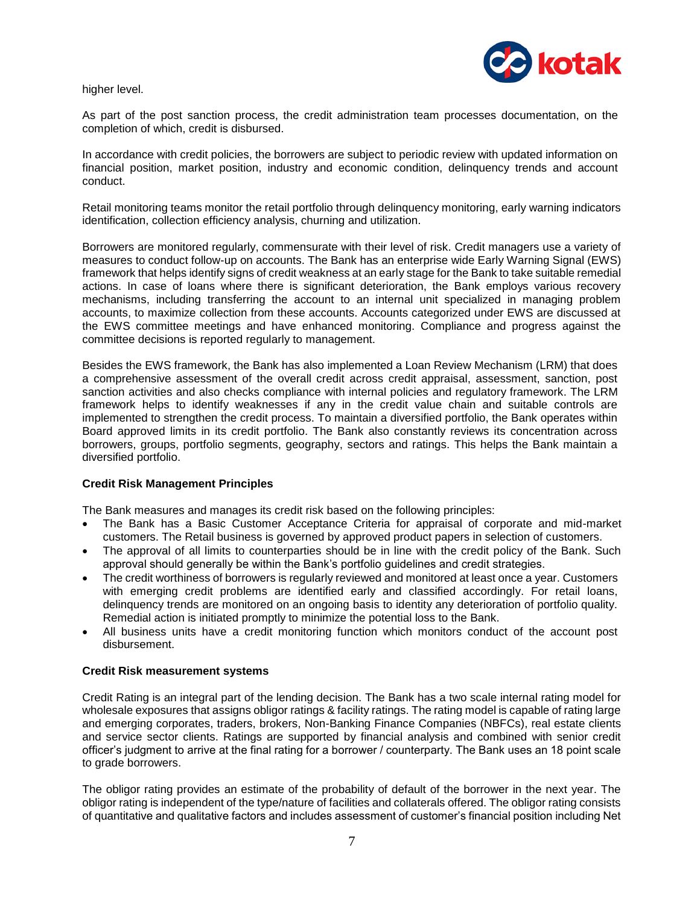higher level.

As part of the post sanction process, the credit administration team processes documentation, on the completion of which, credit is disbursed.

In accordance with credit policies, the borrowers are subject to periodic review with updated information on financial position, market position, industry and economic condition, delinquency trends and account conduct.

Retail monitoring teams monitor the retail portfolio through delinquency monitoring, early warning indicators identification, collection efficiency analysis, churning and utilization.

Borrowers are monitored regularly, commensurate with their level of risk. Credit managers use a variety of measures to conduct follow-up on accounts. The Bank has an enterprise wide Early Warning Signal (EWS) framework that helps identify signs of credit weakness at an early stage for the Bank to take suitable remedial actions. In case of loans where there is significant deterioration, the Bank employs various recovery mechanisms, including transferring the account to an internal unit specialized in managing problem accounts, to maximize collection from these accounts. Accounts categorized under EWS are discussed at the EWS committee meetings and have enhanced monitoring. Compliance and progress against the committee decisions is reported regularly to management.

Besides the EWS framework, the Bank has also implemented a Loan Review Mechanism (LRM) that does a comprehensive assessment of the overall credit across credit appraisal, assessment, sanction, post sanction activities and also checks compliance with internal policies and regulatory framework. The LRM framework helps to identify weaknesses if any in the credit value chain and suitable controls are implemented to strengthen the credit process. To maintain a diversified portfolio, the Bank operates within Board approved limits in its credit portfolio. The Bank also constantly reviews its concentration across borrowers, groups, portfolio segments, geography, sectors and ratings. This helps the Bank maintain a diversified portfolio.

**Credit Risk Management Principles**

The Bank measures and manages its credit risk based on the following principles:

- The Bank has a Basic Customer Acceptance Criteria for appraisal of corporate and mid-market customers. The Retail business is governed by approved product papers in selection of customers.
- The approval of all limits to counterparties should be in line with the credit policy of the Bank. Such approval should generally be within the Bank's portfolio guidelines and credit strategies.
- The credit worthiness of borrowers is regularly reviewed and monitored at least once a year. Customers with emerging credit problems are identified early and classified accordingly. For retail loans, delinquency trends are monitored on an ongoing basis to identity any deterioration of portfolio quality. Remedial action is initiated promptly to minimize the potential loss to the Bank.
- All business units have a credit monitoring function which monitors conduct of the account post disbursement.

**Credit Risk measurement systems**

Credit Rating is an integral part of the lending decision. The Bank has a two scale internal rating model for wholesale exposures that assigns obligor ratings & facility ratings. The rating model is capable of rating large and emerging corporates, traders, brokers, Non-Banking Finance Companies (NBFCs), real estate clients and service sector clients. Ratings are supported by financial analysis and combined with senior credit officer's judgment to arrive at the final rating for a borrower / counterparty. The Bank uses an 18 point scale to grade borrowers.

The obligor rating provides an estimate of the probability of default of the borrower in the next year. The obligor rating is independent of the type/nature of facilities and collaterals offered. The obligor rating consists of quantitative and qualitative factors and includes assessment of customer's financial position including Net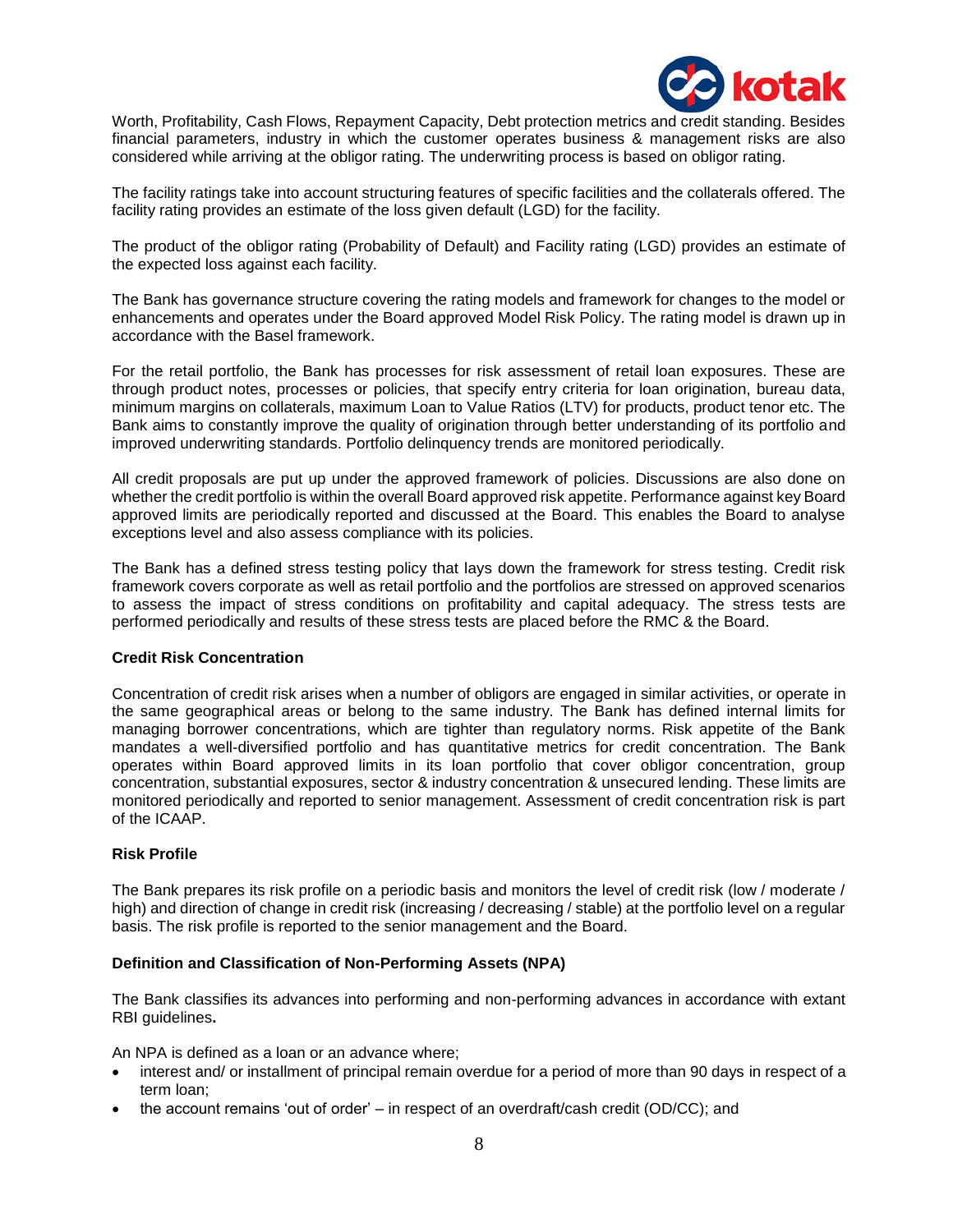Worth, Profitability, Cash Flows, Repayment Capacity, Debt protection metrics and credit standing. Besides financial parameters, industry in which the customer operates business & management risks are also considered while arriving at the obligor rating. The underwriting process is based on obligor rating.

The facility ratings take into account structuring features of specific facilities and the collaterals offered. The facility rating provides an estimate of the loss given default (LGD) for the facility.

The product of the obligor rating (Probability of Default) and Facility rating (LGD) provides an estimate of the expected loss against each facility.

The Bank has governance structure covering the rating models and framework for changes to the model or enhancements and operates under the Board approved Model Risk Policy. The rating model is drawn up in accordance with the Basel framework.

For the retail portfolio, the Bank has processes for risk assessment of retail loan exposures. These are through product notes, processes or policies, that specify entry criteria for loan origination, bureau data, minimum margins on collaterals, maximum Loan to Value Ratios (LTV) for products, product tenor etc. The Bank aims to constantly improve the quality of origination through better understanding of its portfolio and improved underwriting standards. Portfolio delinquency trends are monitored periodically.

All credit proposals are put up under the approved framework of policies. Discussions are also done on whether the credit portfolio is within the overall Board approved risk appetite. Performance against key Board approved limits are periodically reported and discussed at the Board. This enables the Board to analyse exceptions level and also assess compliance with its policies.

The Bank has a defined stress testing policy that lays down the framework for stress testing. Credit risk framework covers corporate as well as retail portfolio and the portfolios are stressed on approved scenarios to assess the impact of stress conditions on profitability and capital adequacy. The stress tests are performed periodically and results of these stress tests are placed before the RMC & the Board.

**Credit Risk Concentration**

Concentration of credit risk arises when a number of obligors are engaged in similar activities, or operate in the same geographical areas or belong to the same industry. The Bank has defined internal limits for managing borrower concentrations, which are tighter than regulatory norms. Risk appetite of the Bank mandates a well-diversified portfolio and has quantitative metrics for credit concentration. The Bank operates within Board approved limits in its loan portfolio that cover obligor concentration, group concentration, substantial exposures, sector & industry concentration & unsecured lending. These limits are monitored periodically and reported to senior management. Assessment of credit concentration risk is part of the ICAAP.

**Risk Profile**

The Bank prepares its risk profile on a periodic basis and monitors the level of credit risk (low / moderate / high) and direction of change in credit risk (increasing / decreasing / stable) at the portfolio level on a regular basis. The risk profile is reported to the senior management and the Board.

**Definition and Classification of Non-Performing Assets (NPA)**

The Bank classifies its advances into performing and non-performing advances in accordance with extant RBI guidelines**.**

An NPA is defined as a loan or an advance where;

- interest and/ or installment of principal remain overdue for a period of more than 90 days in respect of a term loan;
- the account remains 'out of order' – in respect of an overdraft/cash credit (OD/CC); and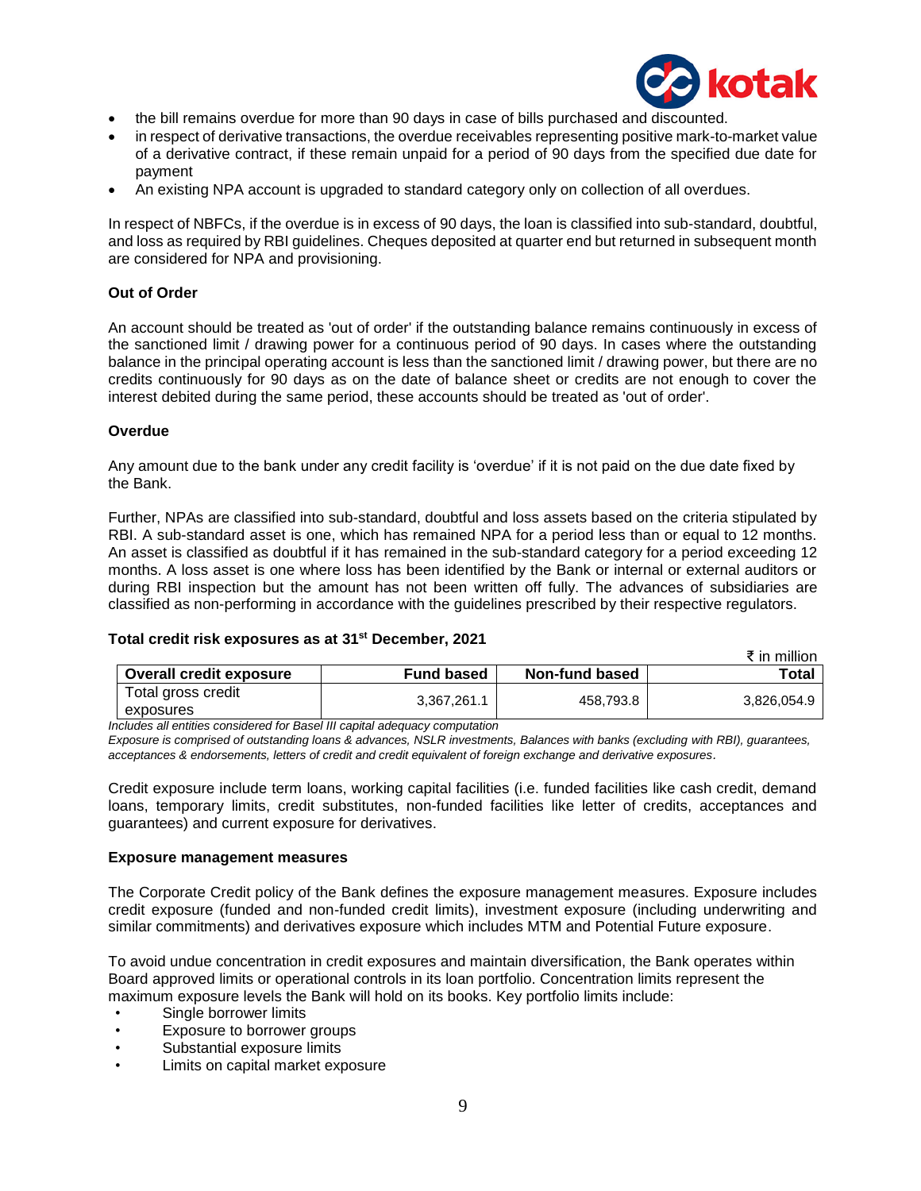- the bill remains overdue for more than 90 days in case of bills purchased and discounted.
- in respect of derivative transactions, the overdue receivables representing positive mark-to-market value of a derivative contract, if these remain unpaid for a period of 90 days from the specified due date for payment
- An existing NPA account is upgraded to standard category only on collection of all overdues.

In respect of NBFCs, if the overdue is in excess of 90 days, the loan is classified into sub-standard, doubtful, and loss as required by RBI guidelines. Cheques deposited at quarter end but returned in subsequent month are considered for NPA and provisioning.

**Out of Order**

An account should be treated as 'out of order' if the outstanding balance remains continuously in excess of the sanctioned limit / drawing power for a continuous period of 90 days. In cases where the outstanding balance in the principal operating account is less than the sanctioned limit / drawing power, but there are no credits continuously for 90 days as on the date of balance sheet or credits are not enough to cover the interest debited during the same period, these accounts should be treated as 'out of order'.

**Overdue**

Any amount due to the bank under any credit facility is 'overdue' if it is not paid on the due date fixed by the Bank.

Further, NPAs are classified into sub-standard, doubtful and loss assets based on the criteria stipulated by RBI. A sub-standard asset is one, which has remained NPA for a period less than or equal to 12 months. An asset is classified as doubtful if it has remained in the sub-standard category for a period exceeding 12 months. A loss asset is one where loss has been identified by the Bank or internal or external auditors or during RBI inspection but the amount has not been written off fully. The advances of subsidiaries are classified as non-performing in accordance with the guidelines prescribed by their respective regulators.

**Total credit risk exposures as at 31st December, 2021**

₹ in million

| Overall credit exposure | Fund based | Non-fund based | Total |
|---|---|---|---|
| Total gross credit exposures | 3,367,261.1 | 458,793.8 | 3,826,054.9 |

*Includes all entities considered for Basel III capital adequacy computation*
*Exposure is comprised of outstanding loans & advances, NSLR investments, Balances with banks (excluding with RBI), guarantees, acceptances & endorsements, letters of credit and credit equivalent of foreign exchange and derivative exposures.*

Credit exposure include term loans, working capital facilities (i.e. funded facilities like cash credit, demand loans, temporary limits, credit substitutes, non-funded facilities like letter of credits, acceptances and guarantees) and current exposure for derivatives.

**Exposure management measures**

The Corporate Credit policy of the Bank defines the exposure management measures. Exposure includes credit exposure (funded and non-funded credit limits), investment exposure (including underwriting and similar commitments) and derivatives exposure which includes MTM and Potential Future exposure.

To avoid undue concentration in credit exposures and maintain diversification, the Bank operates within Board approved limits or operational controls in its loan portfolio. Concentration limits represent the maximum exposure levels the Bank will hold on its books. Key portfolio limits include:

- Single borrower limits
- Exposure to borrower groups
- Substantial exposure limits
- Limits on capital market exposure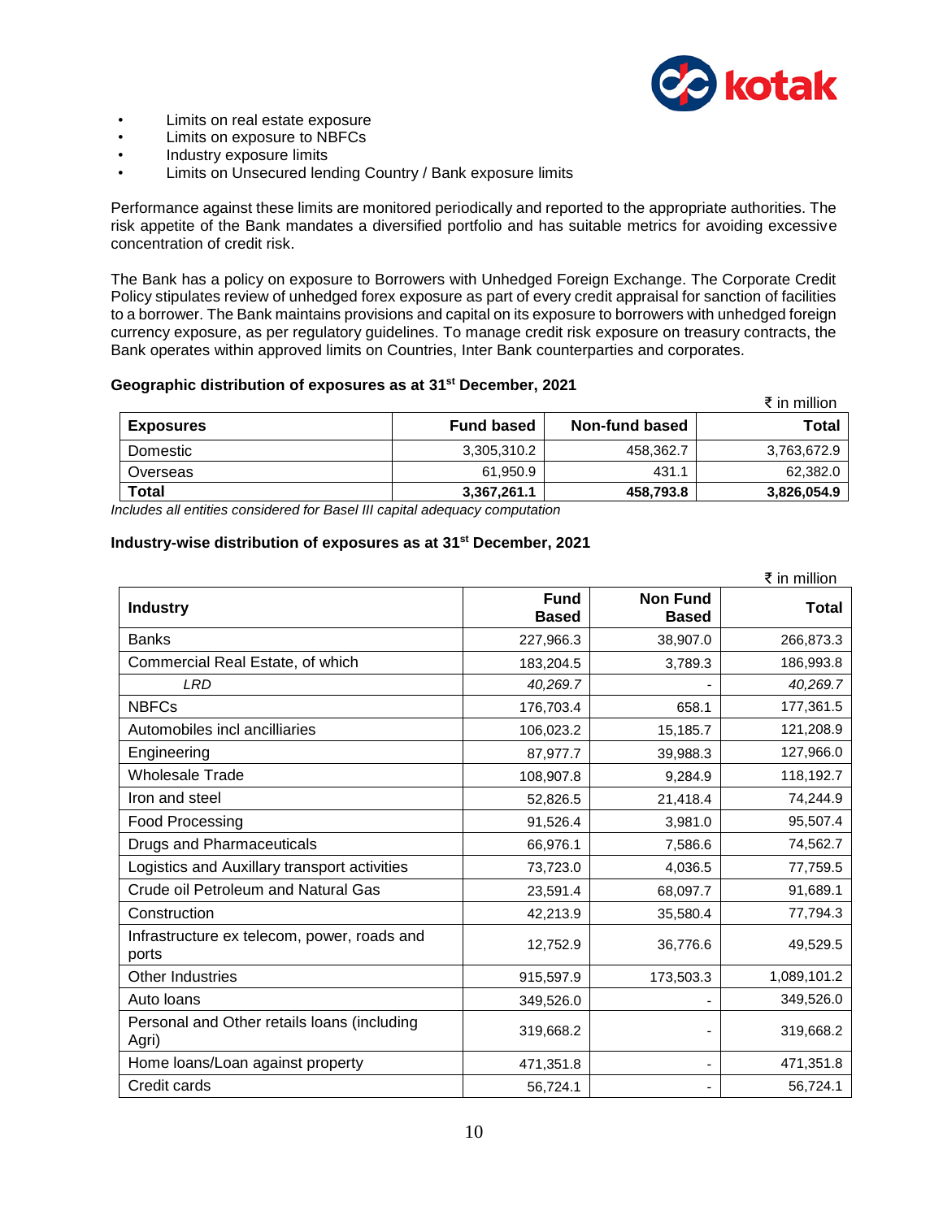- Limits on real estate exposure
- Limits on exposure to NBFCs
- Industry exposure limits
- Limits on Unsecured lending Country / Bank exposure limits

Performance against these limits are monitored periodically and reported to the appropriate authorities. The risk appetite of the Bank mandates a diversified portfolio and has suitable metrics for avoiding excessive concentration of credit risk.

The Bank has a policy on exposure to Borrowers with Unhedged Foreign Exchange. The Corporate Credit Policy stipulates review of unhedged forex exposure as part of every credit appraisal for sanction of facilities to a borrower. The Bank maintains provisions and capital on its exposure to borrowers with unhedged foreign currency exposure, as per regulatory guidelines. To manage credit risk exposure on treasury contracts, the Bank operates within approved limits on Countries, Inter Bank counterparties and corporates.

**Geographic distribution of exposures as at 31st December, 2021**

₹ in million

| Exposures | Fund based | Non-fund based | Total |
|---|---|---|---|
| Domestic | 3,305,310.2 | 458,362.7 | 3,763,672.9 |
| Overseas | 61,950.9 | 431.1 | 62,382.0 |
| **Total** | **3,367,261.1** | **458,793.8** | **3,826,054.9** |

*Includes all entities considered for Basel III capital adequacy computation*

**Industry-wise distribution of exposures as at 31st December, 2021**

₹ in million

| Industry | Fund Based | Non Fund Based | Total |
|---|---|---|---|
| Banks | 227,966.3 | 38,907.0 | 266,873.3 |
| Commercial Real Estate, of which | 183,204.5 | 3,789.3 | 186,993.8 |
| *LRD* | *40,269.7* | - | *40,269.7* |
| NBFCs | 176,703.4 | 658.1 | 177,361.5 |
| Automobiles incl ancilliaries | 106,023.2 | 15,185.7 | 121,208.9 |
| Engineering | 87,977.7 | 39,988.3 | 127,966.0 |
| Wholesale Trade | 108,907.8 | 9,284.9 | 118,192.7 |
| Iron and steel | 52,826.5 | 21,418.4 | 74,244.9 |
| Food Processing | 91,526.4 | 3,981.0 | 95,507.4 |
| Drugs and Pharmaceuticals | 66,976.1 | 7,586.6 | 74,562.7 |
| Logistics and Auxillary transport activities | 73,723.0 | 4,036.5 | 77,759.5 |
| Crude oil Petroleum and Natural Gas | 23,591.4 | 68,097.7 | 91,689.1 |
| Construction | 42,213.9 | 35,580.4 | 77,794.3 |
| Infrastructure ex telecom, power, roads and ports | 12,752.9 | 36,776.6 | 49,529.5 |
| Other Industries | 915,597.9 | 173,503.3 | 1,089,101.2 |
| Auto loans | 349,526.0 | - | 349,526.0 |
| Personal and Other retails loans (including Agri) | 319,668.2 | - | 319,668.2 |
| Home loans/Loan against property | 471,351.8 | - | 471,351.8 |
| Credit cards | 56,724.1 | - | 56,724.1 |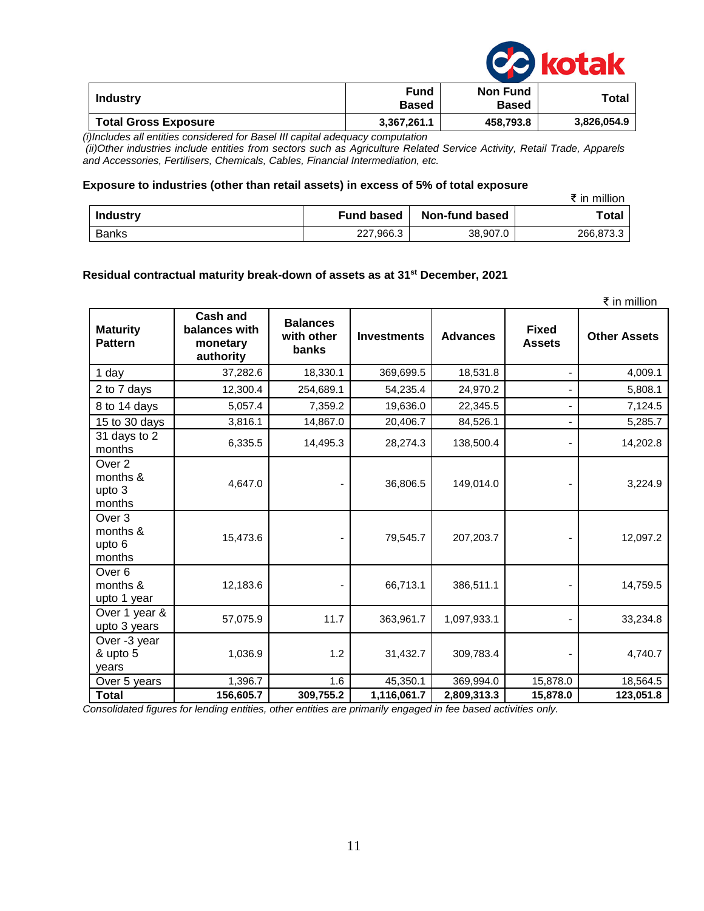| Industry | Fund Based | Non Fund Based | Total |
|---|---|---|---|
| **Total Gross Exposure** | **3,367,261.1** | **458,793.8** | **3,826,054.9** |

*(i)Includes all entities considered for Basel III capital adequacy computation*

*(ii)Other industries include entities from sectors such as Agriculture Related Service Activity, Retail Trade, Apparels and Accessories, Fertilisers, Chemicals, Cables, Financial Intermediation, etc.*

### Exposure to industries (other than retail assets) in excess of 5% of total exposure

₹ in million

| Industry | Fund based | Non-fund based | Total |
|---|---|---|---|
| Banks | 227,966.3 | 38,907.0 | 266,873.3 |

### Residual contractual maturity break-down of assets as at 31st December, 2021

₹ in million

| Maturity Pattern | Cash and balances with monetary authority | Balances with other banks | Investments | Advances | Fixed Assets | Other Assets |
|---|---|---|---|---|---|---|
| 1 day | 37,282.6 | 18,330.1 | 369,699.5 | 18,531.8 | - | 4,009.1 |
| 2 to 7 days | 12,300.4 | 254,689.1 | 54,235.4 | 24,970.2 | - | 5,808.1 |
| 8 to 14 days | 5,057.4 | 7,359.2 | 19,636.0 | 22,345.5 | - | 7,124.5 |
| 15 to 30 days | 3,816.1 | 14,867.0 | 20,406.7 | 84,526.1 | - | 5,285.7 |
| 31 days to 2 months | 6,335.5 | 14,495.3 | 28,274.3 | 138,500.4 | - | 14,202.8 |
| Over 2 months & upto 3 months | 4,647.0 | - | 36,806.5 | 149,014.0 | - | 3,224.9 |
| Over 3 months & upto 6 months | 15,473.6 | - | 79,545.7 | 207,203.7 | - | 12,097.2 |
| Over 6 months & upto 1 year | 12,183.6 | - | 66,713.1 | 386,511.1 | - | 14,759.5 |
| Over 1 year & upto 3 years | 57,075.9 | 11.7 | 363,961.7 | 1,097,933.1 | - | 33,234.8 |
| Over -3 year & upto 5 years | 1,036.9 | 1.2 | 31,432.7 | 309,783.4 | - | 4,740.7 |
| Over 5 years | 1,396.7 | 1.6 | 45,350.1 | 369,994.0 | 15,878.0 | 18,564.5 |
| **Total** | **156,605.7** | **309,755.2** | **1,116,061.7** | **2,809,313.3** | **15,878.0** | **123,051.8** |

*Consolidated figures for lending entities, other entities are primarily engaged in fee based activities only.*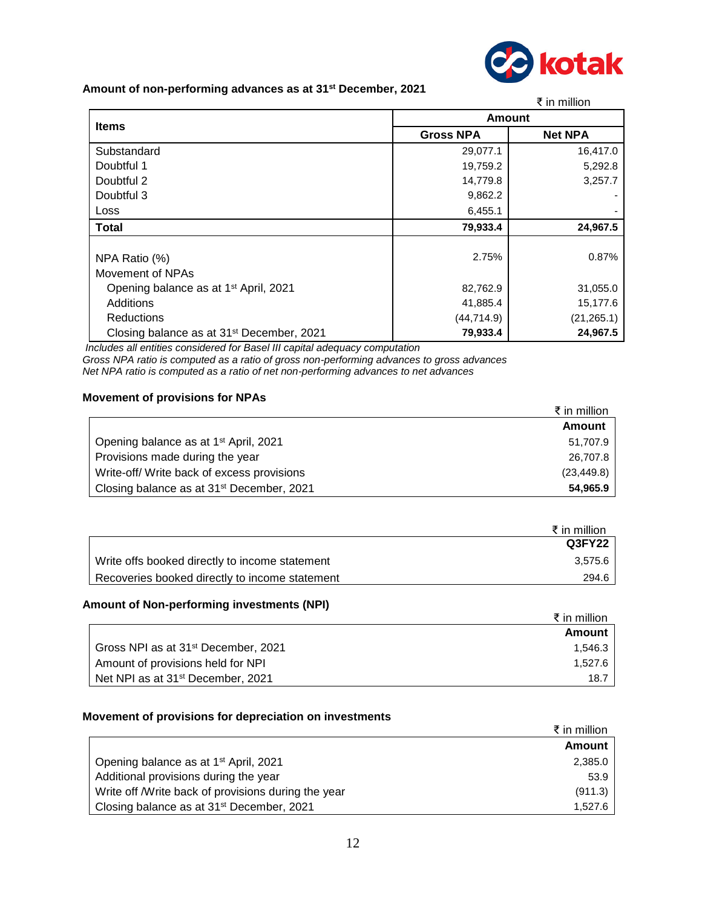**Amount of non-performing advances as at 31st December, 2021**

₹ in million

| Items | Amount | |
|---|---|---|
| | Gross NPA | Net NPA |
| Substandard | 29,077.1 | 16,417.0 |
| Doubtful 1 | 19,759.2 | 5,292.8 |
| Doubtful 2 | 14,779.8 | 3,257.7 |
| Doubtful 3 | 9,862.2 | - |
| Loss | 6,455.1 | - |
| **Total** | **79,933.4** | **24,967.5** |
| NPA Ratio (%) | 2.75% | 0.87% |
| Movement of NPAs | | |
| Opening balance as at 1st April, 2021 | 82,762.9 | 31,055.0 |
| Additions | 41,885.4 | 15,177.6 |
| Reductions | (44,714.9) | (21,265.1) |
| Closing balance as at 31st December, 2021 | **79,933.4** | **24,967.5** |

*Includes all entities considered for Basel III capital adequacy computation*
*Gross NPA ratio is computed as a ratio of gross non-performing advances to gross advances*
*Net NPA ratio is computed as a ratio of net non-performing advances to net advances*

**Movement of provisions for NPAs**

₹ in million

| | Amount |
|---|---|
| Opening balance as at 1st April, 2021 | 51,707.9 |
| Provisions made during the year | 26,707.8 |
| Write-off/ Write back of excess provisions | (23,449.8) |
| Closing balance as at 31st December, 2021 | **54,965.9** |

₹ in million

| | Q3FY22 |
|---|---|
| Write offs booked directly to income statement | 3,575.6 |
| Recoveries booked directly to income statement | 294.6 |

**Amount of Non-performing investments (NPI)**

₹ in million

| | Amount |
|---|---|
| Gross NPI as at 31st December, 2021 | 1,546.3 |
| Amount of provisions held for NPI | 1,527.6 |
| Net NPI as at 31st December, 2021 | 18.7 |

**Movement of provisions for depreciation on investments**

₹ in million

| | Amount |
|---|---|
| Opening balance as at 1st April, 2021 | 2,385.0 |
| Additional provisions during the year | 53.9 |
| Write off /Write back of provisions during the year | (911.3) |
| Closing balance as at 31st December, 2021 | 1,527.6 |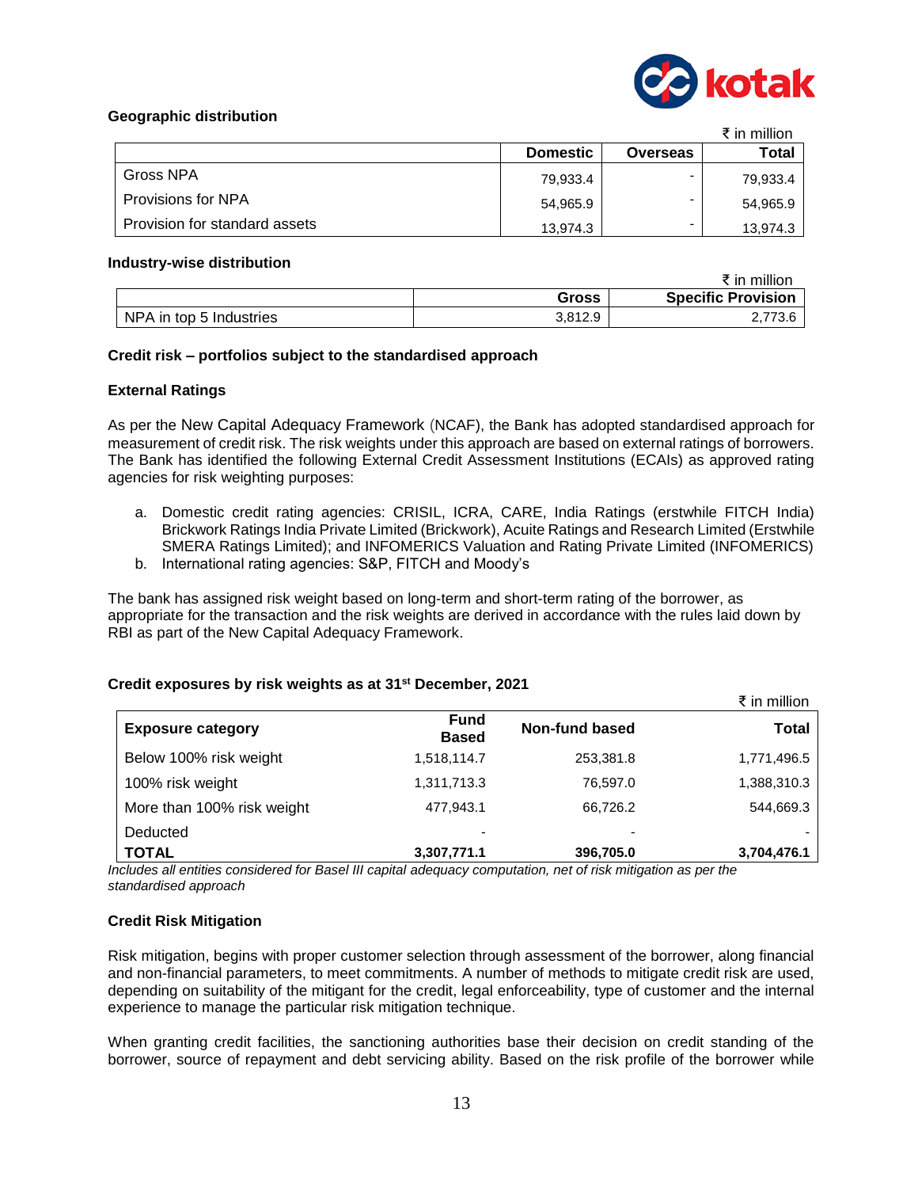**Geographic distribution**

₹ in million

| | Domestic | Overseas | Total |
|---|---|---|---|
| Gross NPA | 79,933.4 | - | 79,933.4 |
| Provisions for NPA | 54,965.9 | - | 54,965.9 |
| Provision for standard assets | 13,974.3 | - | 13,974.3 |

**Industry-wise distribution**

₹ in million

| | Gross | Specific Provision |
|---|---|---|
| NPA in top 5 Industries | 3,812.9 | 2,773.6 |

**Credit risk – portfolios subject to the standardised approach**

**External Ratings**

As per the New Capital Adequacy Framework (NCAF), the Bank has adopted standardised approach for measurement of credit risk. The risk weights under this approach are based on external ratings of borrowers. The Bank has identified the following External Credit Assessment Institutions (ECAIs) as approved rating agencies for risk weighting purposes:

a. Domestic credit rating agencies: CRISIL, ICRA, CARE, India Ratings (erstwhile FITCH India) Brickwork Ratings India Private Limited (Brickwork), Acuite Ratings and Research Limited (Erstwhile SMERA Ratings Limited); and INFOMERICS Valuation and Rating Private Limited (INFOMERICS)
b. International rating agencies: S&P, FITCH and Moody's

The bank has assigned risk weight based on long-term and short-term rating of the borrower, as appropriate for the transaction and the risk weights are derived in accordance with the rules laid down by RBI as part of the New Capital Adequacy Framework.

**Credit exposures by risk weights as at 31st December, 2021**

₹ in million

| Exposure category | Fund Based | Non-fund based | Total |
|---|---|---|---|
| Below 100% risk weight | 1,518,114.7 | 253,381.8 | 1,771,496.5 |
| 100% risk weight | 1,311,713.3 | 76,597.0 | 1,388,310.3 |
| More than 100% risk weight | 477,943.1 | 66,726.2 | 544,669.3 |
| Deducted | - | - | - |
| **TOTAL** | **3,307,771.1** | **396,705.0** | **3,704,476.1** |

*Includes all entities considered for Basel III capital adequacy computation, net of risk mitigation as per the standardised approach*

**Credit Risk Mitigation**

Risk mitigation, begins with proper customer selection through assessment of the borrower, along financial and non-financial parameters, to meet commitments. A number of methods to mitigate credit risk are used, depending on suitability of the mitigant for the credit, legal enforceability, type of customer and the internal experience to manage the particular risk mitigation technique.

When granting credit facilities, the sanctioning authorities base their decision on credit standing of the borrower, source of repayment and debt servicing ability. Based on the risk profile of the borrower while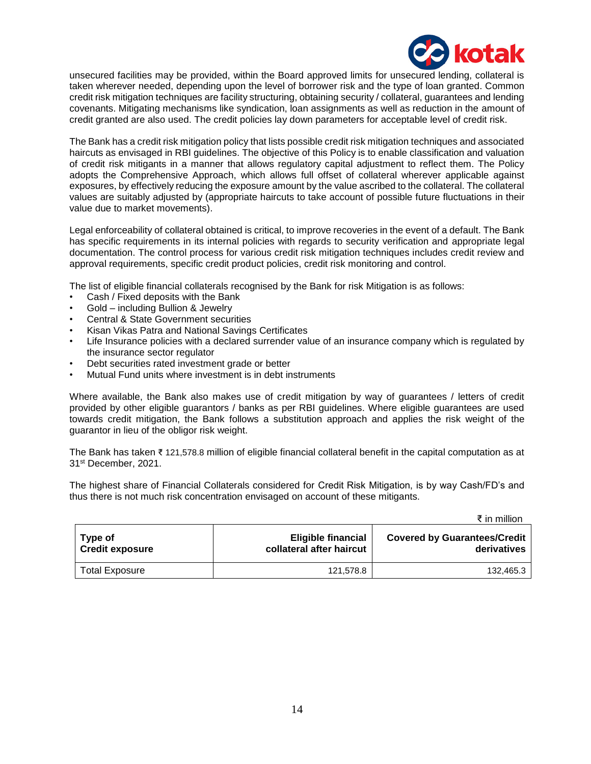unsecured facilities may be provided, within the Board approved limits for unsecured lending, collateral is taken wherever needed, depending upon the level of borrower risk and the type of loan granted. Common credit risk mitigation techniques are facility structuring, obtaining security / collateral, guarantees and lending covenants. Mitigating mechanisms like syndication, loan assignments as well as reduction in the amount of credit granted are also used. The credit policies lay down parameters for acceptable level of credit risk.

The Bank has a credit risk mitigation policy that lists possible credit risk mitigation techniques and associated haircuts as envisaged in RBI guidelines. The objective of this Policy is to enable classification and valuation of credit risk mitigants in a manner that allows regulatory capital adjustment to reflect them. The Policy adopts the Comprehensive Approach, which allows full offset of collateral wherever applicable against exposures, by effectively reducing the exposure amount by the value ascribed to the collateral. The collateral values are suitably adjusted by (appropriate haircuts to take account of possible future fluctuations in their value due to market movements).

Legal enforceability of collateral obtained is critical, to improve recoveries in the event of a default. The Bank has specific requirements in its internal policies with regards to security verification and appropriate legal documentation. The control process for various credit risk mitigation techniques includes credit review and approval requirements, specific credit product policies, credit risk monitoring and control.

The list of eligible financial collaterals recognised by the Bank for risk Mitigation is as follows:

- Cash / Fixed deposits with the Bank
- Gold – including Bullion & Jewelry
- Central & State Government securities
- Kisan Vikas Patra and National Savings Certificates
- Life Insurance policies with a declared surrender value of an insurance company which is regulated by the insurance sector regulator
- Debt securities rated investment grade or better
- Mutual Fund units where investment is in debt instruments

Where available, the Bank also makes use of credit mitigation by way of guarantees / letters of credit provided by other eligible guarantors / banks as per RBI guidelines. Where eligible guarantees are used towards credit mitigation, the Bank follows a substitution approach and applies the risk weight of the guarantor in lieu of the obligor risk weight.

The Bank has taken ₹ 121,578.8 million of eligible financial collateral benefit in the capital computation as at 31st December, 2021.

The highest share of Financial Collaterals considered for Credit Risk Mitigation, is by way Cash/FD's and thus there is not much risk concentration envisaged on account of these mitigants.

₹ in million

| Type of Credit exposure | Eligible financial collateral after haircut | Covered by Guarantees/Credit derivatives |
|---|---|---|
| Total Exposure | 121,578.8 | 132,465.3 |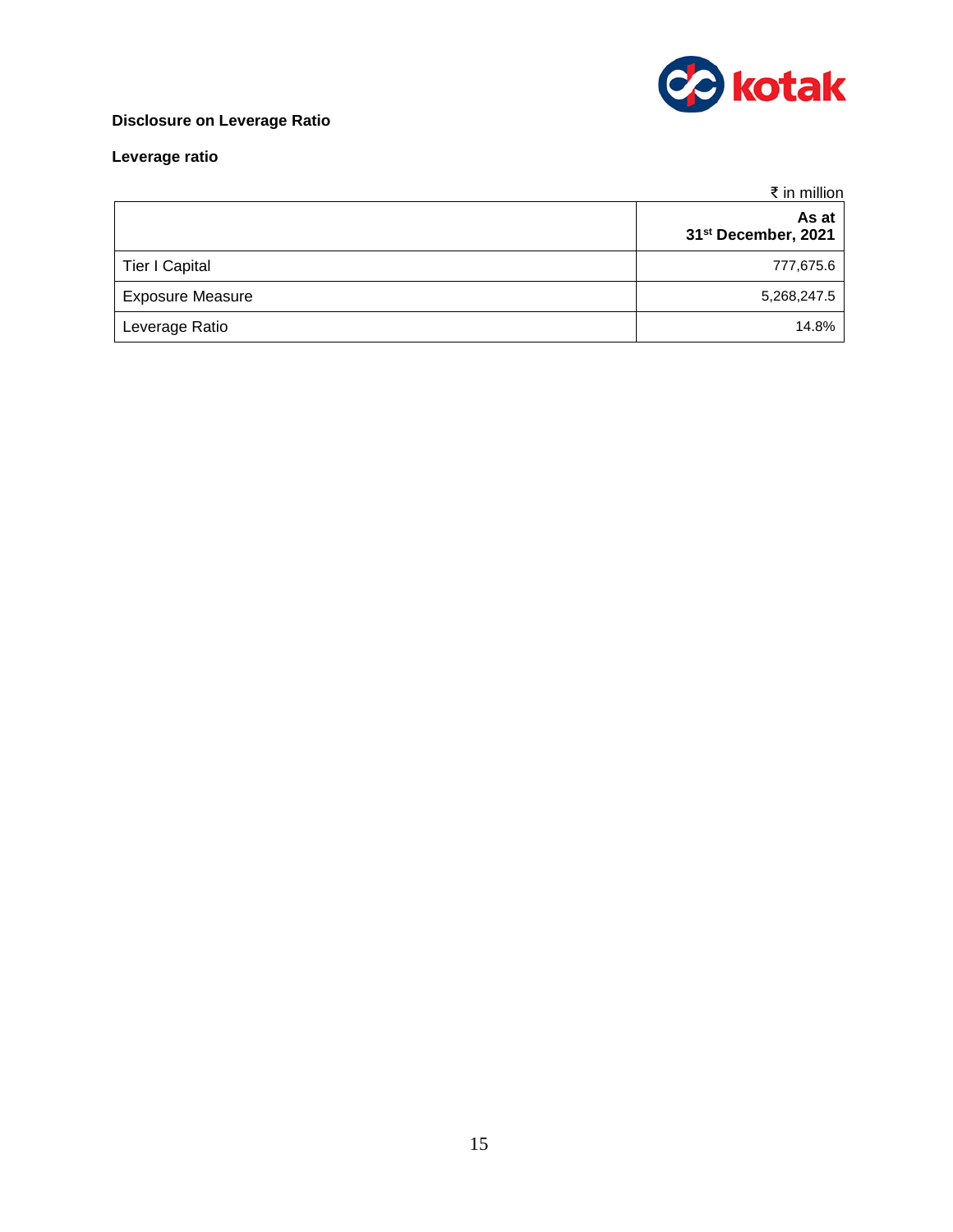**Disclosure on Leverage Ratio**

**Leverage ratio**

₹ in million

| | As at 31st December, 2021 |
|---|---|
| Tier I Capital | 777,675.6 |
| Exposure Measure | 5,268,247.5 |
| Leverage Ratio | 14.8% |